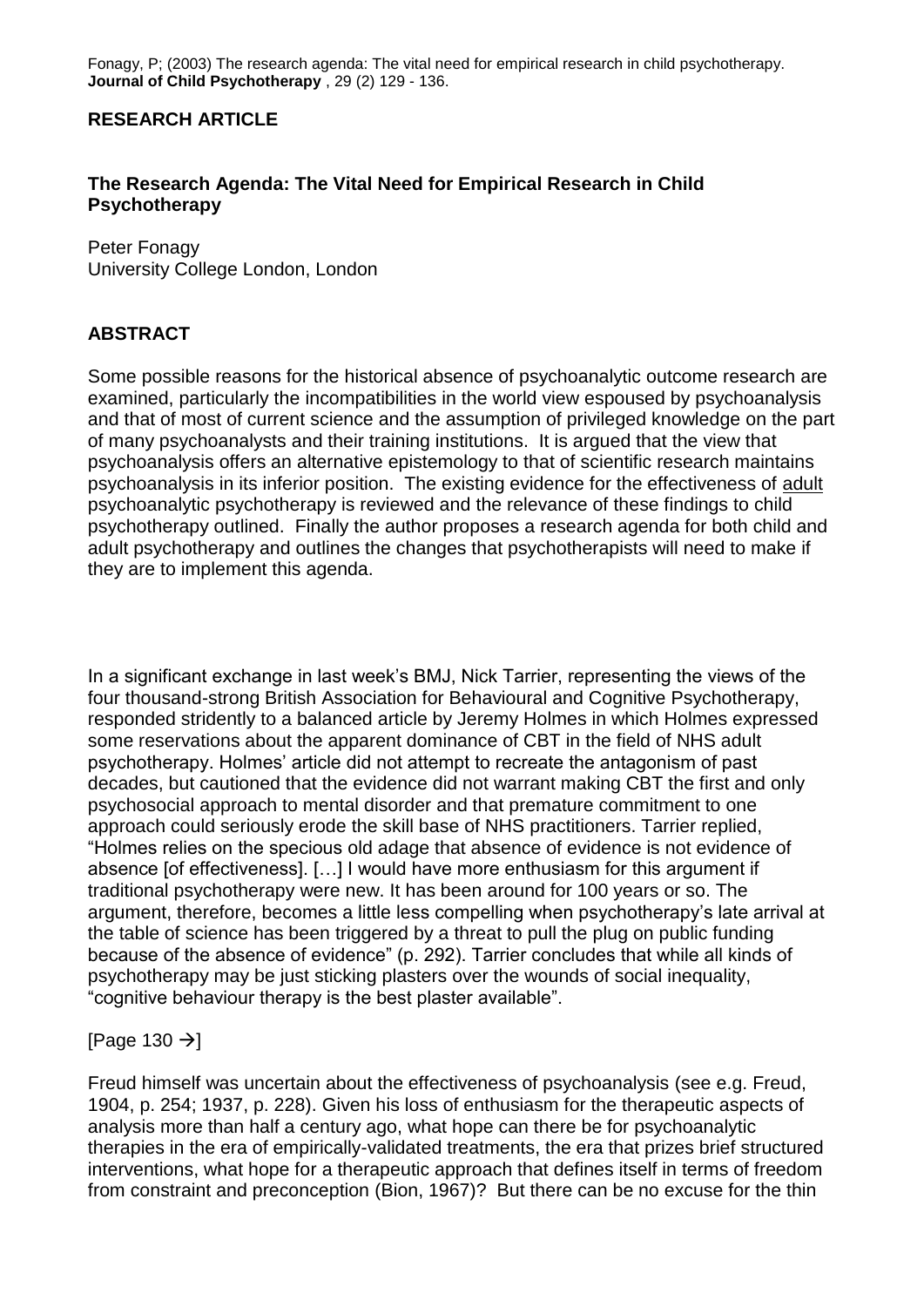Fonagy, P; (2003) The research agenda: The vital need for empirical research in child psychotherapy. **Journal of Child Psychotherapy** , 29 (2) 129 - 136.

**RESEARCH ARTICLE**

## The Research Agenda: The Vital Need for Empirical Research in Child Psychotherapy

Peter Fonagy
University College London, London

## ABSTRACT

Some possible reasons for the historical absence of psychoanalytic outcome research are examined, particularly the incompatibilities in the world view espoused by psychoanalysis and that of most of current science and the assumption of privileged knowledge on the part of many psychoanalysts and their training institutions. It is argued that the view that psychoanalysis offers an alternative epistemology to that of scientific research maintains psychoanalysis in its inferior position. The existing evidence for the effectiveness of adult psychoanalytic psychotherapy is reviewed and the relevance of these findings to child psychotherapy outlined. Finally the author proposes a research agenda for both child and adult psychotherapy and outlines the changes that psychotherapists will need to make if they are to implement this agenda.

In a significant exchange in last week's BMJ, Nick Tarrier, representing the views of the four thousand-strong British Association for Behavioural and Cognitive Psychotherapy, responded stridently to a balanced article by Jeremy Holmes in which Holmes expressed some reservations about the apparent dominance of CBT in the field of NHS adult psychotherapy. Holmes' article did not attempt to recreate the antagonism of past decades, but cautioned that the evidence did not warrant making CBT the first and only psychosocial approach to mental disorder and that premature commitment to one approach could seriously erode the skill base of NHS practitioners. Tarrier replied, "Holmes relies on the specious old adage that absence of evidence is not evidence of absence [of effectiveness]. […] I would have more enthusiasm for this argument if traditional psychotherapy were new. It has been around for 100 years or so. The argument, therefore, becomes a little less compelling when psychotherapy's late arrival at the table of science has been triggered by a threat to pull the plug on public funding because of the absence of evidence" (p. 292). Tarrier concludes that while all kinds of psychotherapy may be just sticking plasters over the wounds of social inequality, "cognitive behaviour therapy is the best plaster available".

[Page 130 →]

Freud himself was uncertain about the effectiveness of psychoanalysis (see e.g. Freud, 1904, p. 254; 1937, p. 228). Given his loss of enthusiasm for the therapeutic aspects of analysis more than half a century ago, what hope can there be for psychoanalytic therapies in the era of empirically-validated treatments, the era that prizes brief structured interventions, what hope for a therapeutic approach that defines itself in terms of freedom from constraint and preconception (Bion, 1967)? But there can be no excuse for the thin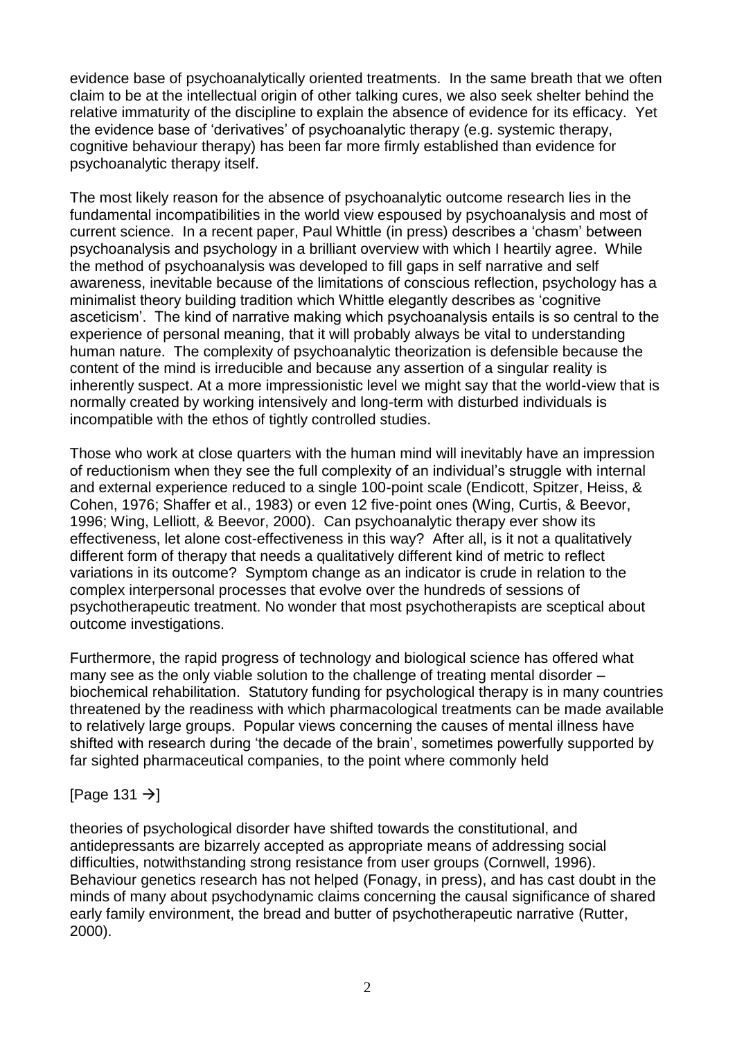evidence base of psychoanalytically oriented treatments. In the same breath that we often claim to be at the intellectual origin of other talking cures, we also seek shelter behind the relative immaturity of the discipline to explain the absence of evidence for its efficacy. Yet the evidence base of 'derivatives' of psychoanalytic therapy (e.g. systemic therapy, cognitive behaviour therapy) has been far more firmly established than evidence for psychoanalytic therapy itself.

The most likely reason for the absence of psychoanalytic outcome research lies in the fundamental incompatibilities in the world view espoused by psychoanalysis and most of current science. In a recent paper, Paul Whittle (in press) describes a 'chasm' between psychoanalysis and psychology in a brilliant overview with which I heartily agree. While the method of psychoanalysis was developed to fill gaps in self narrative and self awareness, inevitable because of the limitations of conscious reflection, psychology has a minimalist theory building tradition which Whittle elegantly describes as 'cognitive asceticism'. The kind of narrative making which psychoanalysis entails is so central to the experience of personal meaning, that it will probably always be vital to understanding human nature. The complexity of psychoanalytic theorization is defensible because the content of the mind is irreducible and because any assertion of a singular reality is inherently suspect. At a more impressionistic level we might say that the world-view that is normally created by working intensively and long-term with disturbed individuals is incompatible with the ethos of tightly controlled studies.

Those who work at close quarters with the human mind will inevitably have an impression of reductionism when they see the full complexity of an individual's struggle with internal and external experience reduced to a single 100-point scale (Endicott, Spitzer, Heiss, & Cohen, 1976; Shaffer et al., 1983) or even 12 five-point ones (Wing, Curtis, & Beevor, 1996; Wing, Lelliott, & Beevor, 2000). Can psychoanalytic therapy ever show its effectiveness, let alone cost-effectiveness in this way? After all, is it not a qualitatively different form of therapy that needs a qualitatively different kind of metric to reflect variations in its outcome? Symptom change as an indicator is crude in relation to the complex interpersonal processes that evolve over the hundreds of sessions of psychotherapeutic treatment. No wonder that most psychotherapists are sceptical about outcome investigations.

Furthermore, the rapid progress of technology and biological science has offered what many see as the only viable solution to the challenge of treating mental disorder – biochemical rehabilitation. Statutory funding for psychological therapy is in many countries threatened by the readiness with which pharmacological treatments can be made available to relatively large groups. Popular views concerning the causes of mental illness have shifted with research during 'the decade of the brain', sometimes powerfully supported by far sighted pharmaceutical companies, to the point where commonly held

[Page 131 →]

theories of psychological disorder have shifted towards the constitutional, and antidepressants are bizarrely accepted as appropriate means of addressing social difficulties, notwithstanding strong resistance from user groups (Cornwell, 1996). Behaviour genetics research has not helped (Fonagy, in press), and has cast doubt in the minds of many about psychodynamic claims concerning the causal significance of shared early family environment, the bread and butter of psychotherapeutic narrative (Rutter, 2000).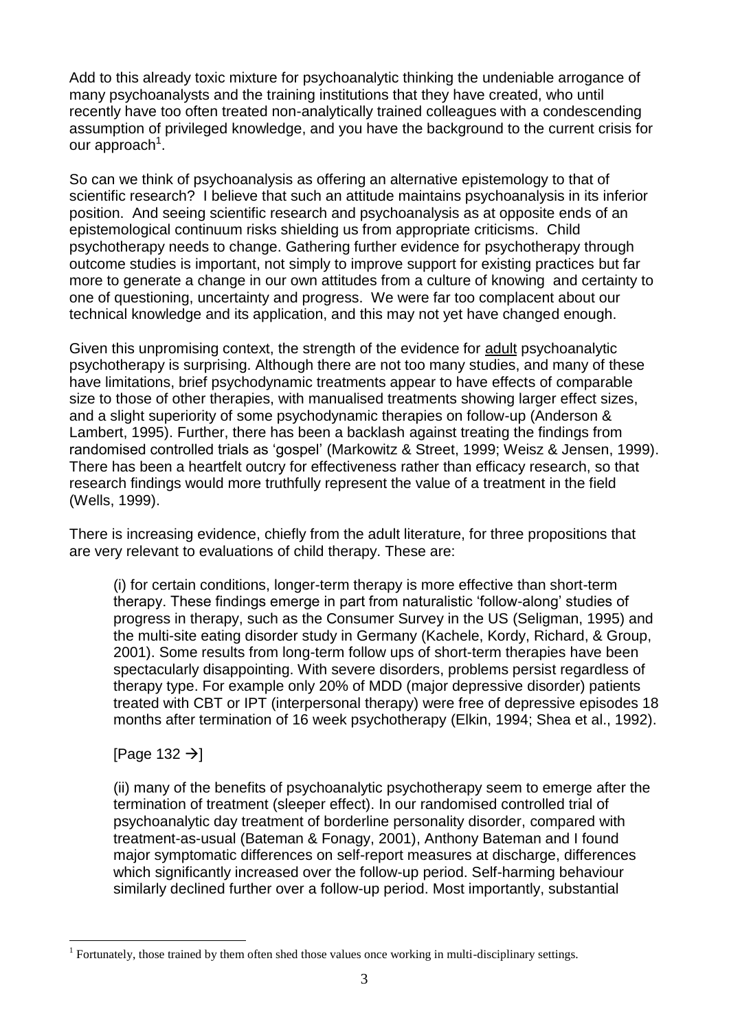Add to this already toxic mixture for psychoanalytic thinking the undeniable arrogance of many psychoanalysts and the training institutions that they have created, who until recently have too often treated non-analytically trained colleagues with a condescending assumption of privileged knowledge, and you have the background to the current crisis for our approach[1].

So can we think of psychoanalysis as offering an alternative epistemology to that of scientific research? I believe that such an attitude maintains psychoanalysis in its inferior position. And seeing scientific research and psychoanalysis as at opposite ends of an epistemological continuum risks shielding us from appropriate criticisms. Child psychotherapy needs to change. Gathering further evidence for psychotherapy through outcome studies is important, not simply to improve support for existing practices but far more to generate a change in our own attitudes from a culture of knowing and certainty to one of questioning, uncertainty and progress. We were far too complacent about our technical knowledge and its application, and this may not yet have changed enough.

Given this unpromising context, the strength of the evidence for <u>adult</u> psychoanalytic psychotherapy is surprising. Although there are not too many studies, and many of these have limitations, brief psychodynamic treatments appear to have effects of comparable size to those of other therapies, with manualised treatments showing larger effect sizes, and a slight superiority of some psychodynamic therapies on follow-up (Anderson & Lambert, 1995). Further, there has been a backlash against treating the findings from randomised controlled trials as 'gospel' (Markowitz & Street, 1999; Weisz & Jensen, 1999). There has been a heartfelt outcry for effectiveness rather than efficacy research, so that research findings would more truthfully represent the value of a treatment in the field (Wells, 1999).

There is increasing evidence, chiefly from the adult literature, for three propositions that are very relevant to evaluations of child therapy. These are:

(i) for certain conditions, longer-term therapy is more effective than short-term therapy. These findings emerge in part from naturalistic 'follow-along' studies of progress in therapy, such as the Consumer Survey in the US (Seligman, 1995) and the multi-site eating disorder study in Germany (Kachele, Kordy, Richard, & Group, 2001). Some results from long-term follow ups of short-term therapies have been spectacularly disappointing. With severe disorders, problems persist regardless of therapy type. For example only 20% of MDD (major depressive disorder) patients treated with CBT or IPT (interpersonal therapy) were free of depressive episodes 18 months after termination of 16 week psychotherapy (Elkin, 1994; Shea et al., 1992).

[Page 132 →]

(ii) many of the benefits of psychoanalytic psychotherapy seem to emerge after the termination of treatment (sleeper effect). In our randomised controlled trial of psychoanalytic day treatment of borderline personality disorder, compared with treatment-as-usual (Bateman & Fonagy, 2001), Anthony Bateman and I found major symptomatic differences on self-report measures at discharge, differences which significantly increased over the follow-up period. Self-harming behaviour similarly declined further over a follow-up period. Most importantly, substantial

[1] Fortunately, those trained by them often shed those values once working in multi-disciplinary settings.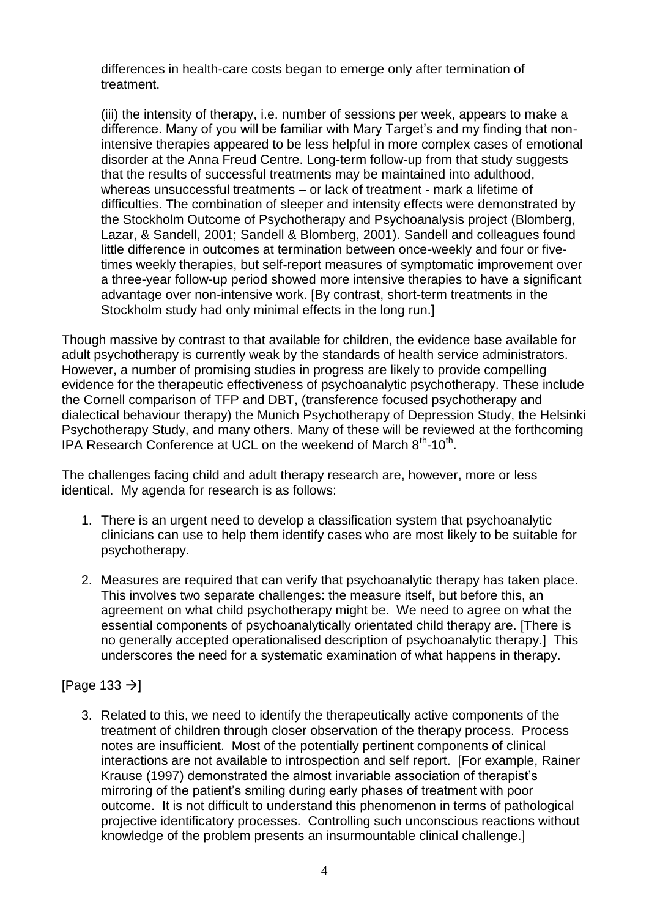differences in health-care costs began to emerge only after termination of treatment.

(iii) the intensity of therapy, i.e. number of sessions per week, appears to make a difference. Many of you will be familiar with Mary Target's and my finding that non-intensive therapies appeared to be less helpful in more complex cases of emotional disorder at the Anna Freud Centre. Long-term follow-up from that study suggests that the results of successful treatments may be maintained into adulthood, whereas unsuccessful treatments – or lack of treatment - mark a lifetime of difficulties. The combination of sleeper and intensity effects were demonstrated by the Stockholm Outcome of Psychotherapy and Psychoanalysis project (Blomberg, Lazar, & Sandell, 2001; Sandell & Blomberg, 2001). Sandell and colleagues found little difference in outcomes at termination between once-weekly and four or five-times weekly therapies, but self-report measures of symptomatic improvement over a three-year follow-up period showed more intensive therapies to have a significant advantage over non-intensive work. [By contrast, short-term treatments in the Stockholm study had only minimal effects in the long run.]

Though massive by contrast to that available for children, the evidence base available for adult psychotherapy is currently weak by the standards of health service administrators. However, a number of promising studies in progress are likely to provide compelling evidence for the therapeutic effectiveness of psychoanalytic psychotherapy. These include the Cornell comparison of TFP and DBT, (transference focused psychotherapy and dialectical behaviour therapy) the Munich Psychotherapy of Depression Study, the Helsinki Psychotherapy Study, and many others. Many of these will be reviewed at the forthcoming IPA Research Conference at UCL on the weekend of March 8th-10th.

The challenges facing child and adult therapy research are, however, more or less identical. My agenda for research is as follows:

1. There is an urgent need to develop a classification system that psychoanalytic clinicians can use to help them identify cases who are most likely to be suitable for psychotherapy.
2. Measures are required that can verify that psychoanalytic therapy has taken place. This involves two separate challenges: the measure itself, but before this, an agreement on what child psychotherapy might be. We need to agree on what the essential components of psychoanalytically orientated child therapy are. [There is no generally accepted operationalised description of psychoanalytic therapy.] This underscores the need for a systematic examination of what happens in therapy.

[Page 133 →]

3. Related to this, we need to identify the therapeutically active components of the treatment of children through closer observation of the therapy process. Process notes are insufficient. Most of the potentially pertinent components of clinical interactions are not available to introspection and self report. [For example, Rainer Krause (1997) demonstrated the almost invariable association of therapist's mirroring of the patient's smiling during early phases of treatment with poor outcome. It is not difficult to understand this phenomenon in terms of pathological projective identificatory processes. Controlling such unconscious reactions without knowledge of the problem presents an insurmountable clinical challenge.]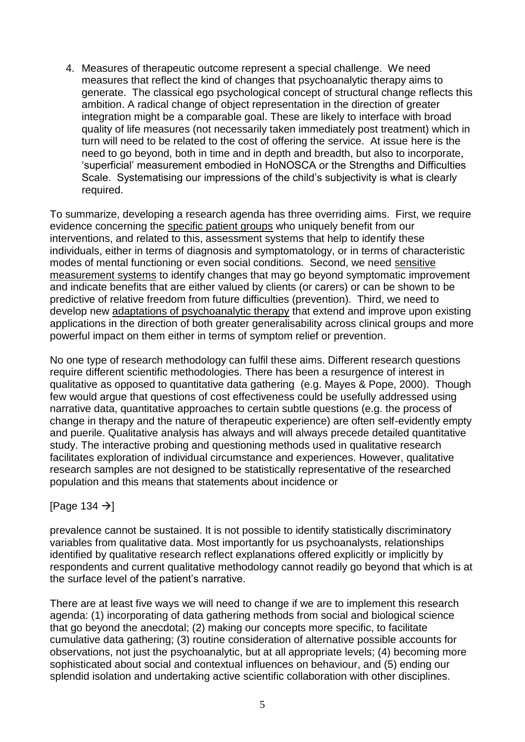4. Measures of therapeutic outcome represent a special challenge. We need measures that reflect the kind of changes that psychoanalytic therapy aims to generate. The classical ego psychological concept of structural change reflects this ambition. A radical change of object representation in the direction of greater integration might be a comparable goal. These are likely to interface with broad quality of life measures (not necessarily taken immediately post treatment) which in turn will need to be related to the cost of offering the service. At issue here is the need to go beyond, both in time and in depth and breadth, but also to incorporate, 'superficial' measurement embodied in HoNOSCA or the Strengths and Difficulties Scale. Systematising our impressions of the child's subjectivity is what is clearly required.

To summarize, developing a research agenda has three overriding aims. First, we require evidence concerning the <u>specific patient groups</u> who uniquely benefit from our interventions, and related to this, assessment systems that help to identify these individuals, either in terms of diagnosis and symptomatology, or in terms of characteristic modes of mental functioning or even social conditions. Second, we need <u>sensitive measurement systems</u> to identify changes that may go beyond symptomatic improvement and indicate benefits that are either valued by clients (or carers) or can be shown to be predictive of relative freedom from future difficulties (prevention). Third, we need to develop new <u>adaptations of psychoanalytic therapy</u> that extend and improve upon existing applications in the direction of both greater generalisability across clinical groups and more powerful impact on them either in terms of symptom relief or prevention.

No one type of research methodology can fulfil these aims. Different research questions require different scientific methodologies. There has been a resurgence of interest in qualitative as opposed to quantitative data gathering (e.g. Mayes & Pope, 2000). Though few would argue that questions of cost effectiveness could be usefully addressed using narrative data, quantitative approaches to certain subtle questions (e.g. the process of change in therapy and the nature of therapeutic experience) are often self-evidently empty and puerile. Qualitative analysis has always and will always precede detailed quantitative study. The interactive probing and questioning methods used in qualitative research facilitates exploration of individual circumstance and experiences. However, qualitative research samples are not designed to be statistically representative of the researched population and this means that statements about incidence or

[Page 134 →]

prevalence cannot be sustained. It is not possible to identify statistically discriminatory variables from qualitative data. Most importantly for us psychoanalysts, relationships identified by qualitative research reflect explanations offered explicitly or implicitly by respondents and current qualitative methodology cannot readily go beyond that which is at the surface level of the patient's narrative.

There are at least five ways we will need to change if we are to implement this research agenda: (1) incorporating of data gathering methods from social and biological science that go beyond the anecdotal; (2) making our concepts more specific, to facilitate cumulative data gathering; (3) routine consideration of alternative possible accounts for observations, not just the psychoanalytic, but at all appropriate levels; (4) becoming more sophisticated about social and contextual influences on behaviour, and (5) ending our splendid isolation and undertaking active scientific collaboration with other disciplines.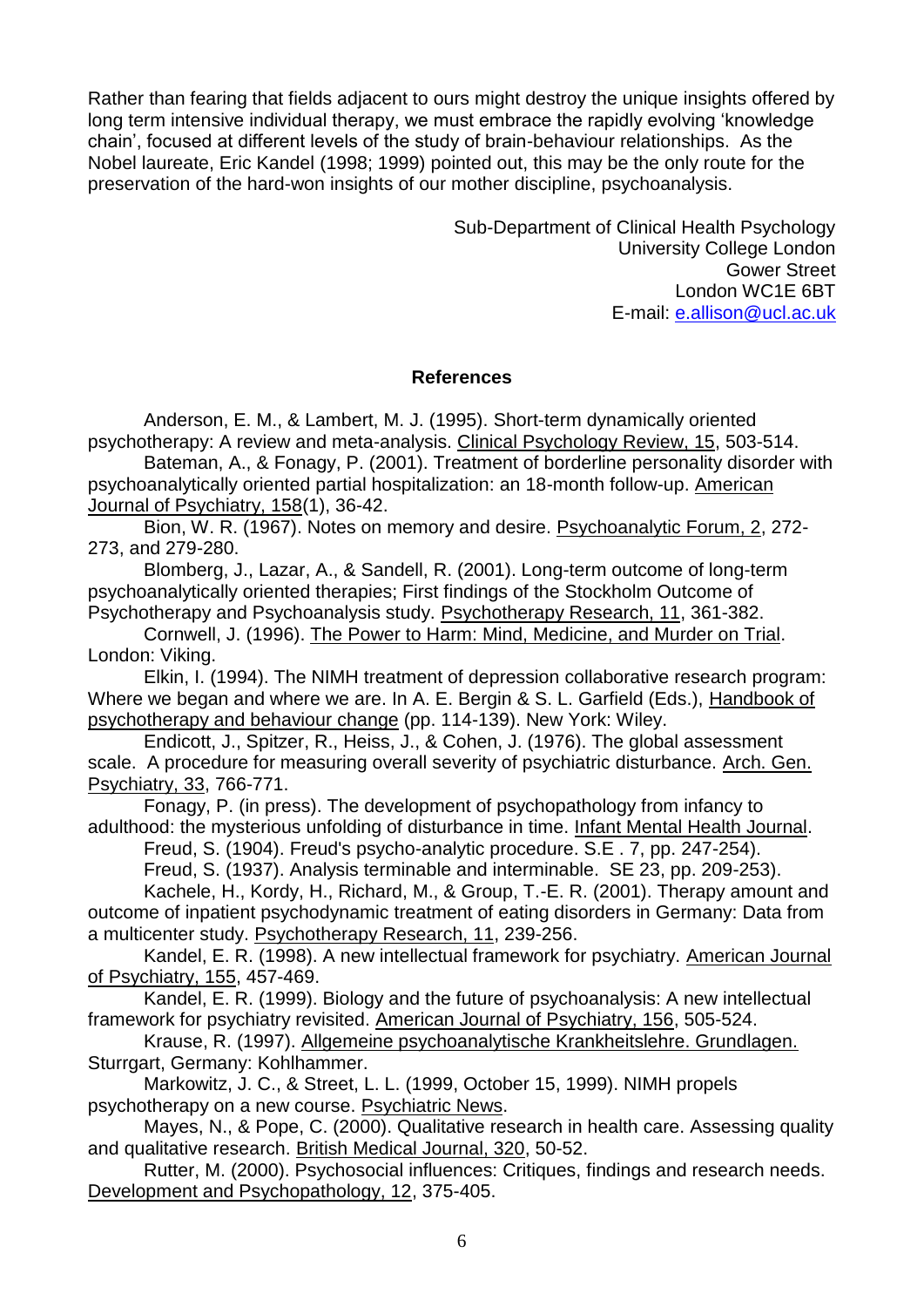Rather than fearing that fields adjacent to ours might destroy the unique insights offered by long term intensive individual therapy, we must embrace the rapidly evolving 'knowledge chain', focused at different levels of the study of brain-behaviour relationships. As the Nobel laureate, Eric Kandel (1998; 1999) pointed out, this may be the only route for the preservation of the hard-won insights of our mother discipline, psychoanalysis.

Sub-Department of Clinical Health Psychology
University College London
Gower Street
London WC1E 6BT
E-mail: e.allison@ucl.ac.uk

## References

Anderson, E. M., & Lambert, M. J. (1995). Short-term dynamically oriented psychotherapy: A review and meta-analysis. Clinical Psychology Review, 15, 503-514.

Bateman, A., & Fonagy, P. (2001). Treatment of borderline personality disorder with psychoanalytically oriented partial hospitalization: an 18-month follow-up. American Journal of Psychiatry, 158(1), 36-42.

Bion, W. R. (1967). Notes on memory and desire. Psychoanalytic Forum, 2, 272-273, and 279-280.

Blomberg, J., Lazar, A., & Sandell, R. (2001). Long-term outcome of long-term psychoanalytically oriented therapies; First findings of the Stockholm Outcome of Psychotherapy and Psychoanalysis study. Psychotherapy Research, 11, 361-382.

Cornwell, J. (1996). The Power to Harm: Mind, Medicine, and Murder on Trial. London: Viking.

Elkin, I. (1994). The NIMH treatment of depression collaborative research program: Where we began and where we are. In A. E. Bergin & S. L. Garfield (Eds.), Handbook of psychotherapy and behaviour change (pp. 114-139). New York: Wiley.

Endicott, J., Spitzer, R., Heiss, J., & Cohen, J. (1976). The global assessment scale. A procedure for measuring overall severity of psychiatric disturbance. Arch. Gen. Psychiatry, 33, 766-771.

Fonagy, P. (in press). The development of psychopathology from infancy to adulthood: the mysterious unfolding of disturbance in time. Infant Mental Health Journal.

Freud, S. (1904). Freud's psycho-analytic procedure. S.E . 7, pp. 247-254).

Freud, S. (1937). Analysis terminable and interminable. SE 23, pp. 209-253).

Kachele, H., Kordy, H., Richard, M., & Group, T.-E. R. (2001). Therapy amount and outcome of inpatient psychodynamic treatment of eating disorders in Germany: Data from a multicenter study. Psychotherapy Research, 11, 239-256.

Kandel, E. R. (1998). A new intellectual framework for psychiatry. American Journal of Psychiatry, 155, 457-469.

Kandel, E. R. (1999). Biology and the future of psychoanalysis: A new intellectual framework for psychiatry revisited. American Journal of Psychiatry, 156, 505-524.

Krause, R. (1997). Allgemeine psychoanalytische Krankheitslehre. Grundlagen. Sturrgart, Germany: Kohlhammer.

Markowitz, J. C., & Street, L. L. (1999, October 15, 1999). NIMH propels psychotherapy on a new course. Psychiatric News.

Mayes, N., & Pope, C. (2000). Qualitative research in health care. Assessing quality and qualitative research. British Medical Journal, 320, 50-52.

Rutter, M. (2000). Psychosocial influences: Critiques, findings and research needs. Development and Psychopathology, 12, 375-405.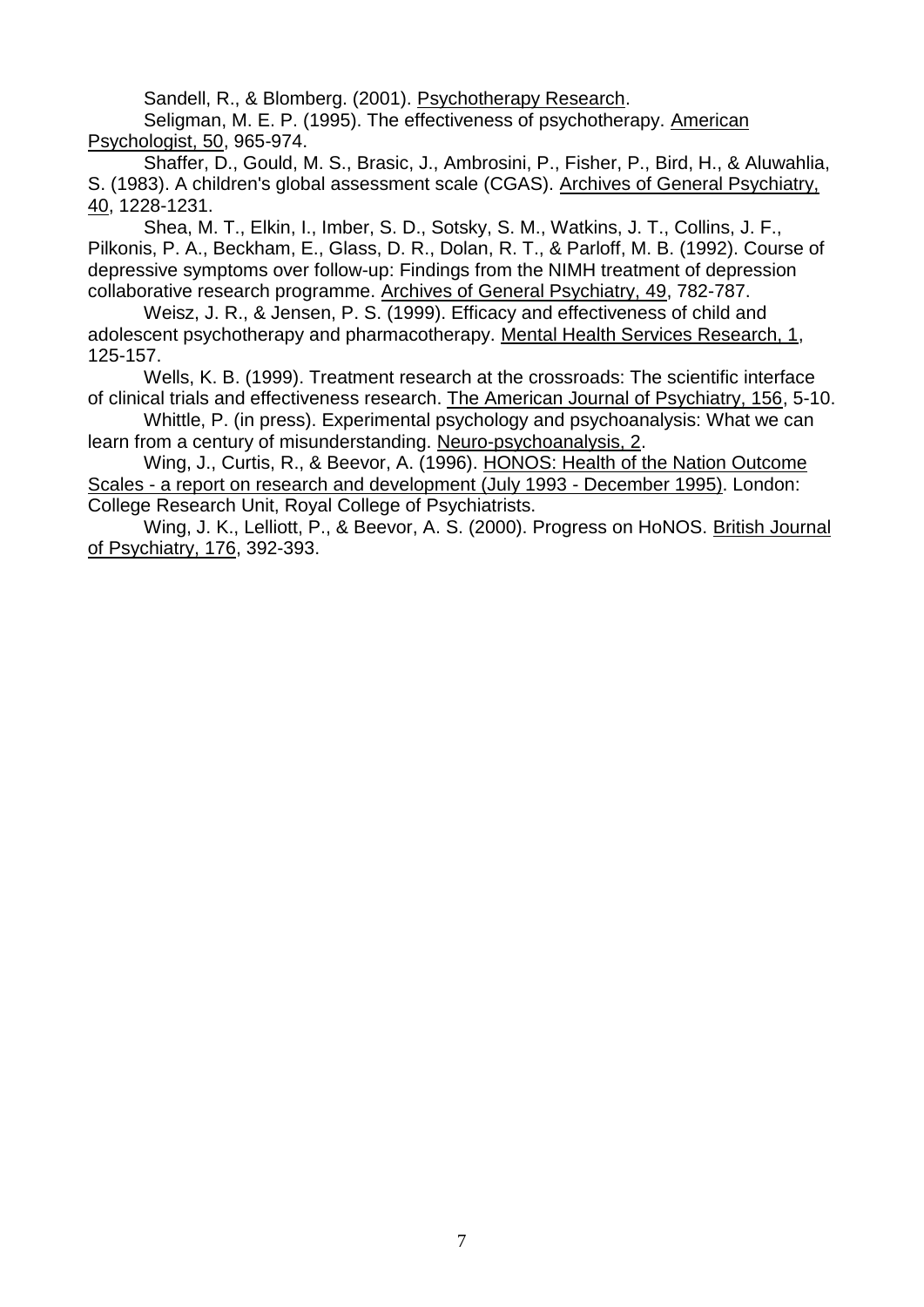Sandell, R., & Blomberg. (2001). Psychotherapy Research.

Seligman, M. E. P. (1995). The effectiveness of psychotherapy. American Psychologist, 50, 965-974.

Shaffer, D., Gould, M. S., Brasic, J., Ambrosini, P., Fisher, P., Bird, H., & Aluwahlia, S. (1983). A children's global assessment scale (CGAS). Archives of General Psychiatry, 40, 1228-1231.

Shea, M. T., Elkin, I., Imber, S. D., Sotsky, S. M., Watkins, J. T., Collins, J. F., Pilkonis, P. A., Beckham, E., Glass, D. R., Dolan, R. T., & Parloff, M. B. (1992). Course of depressive symptoms over follow-up: Findings from the NIMH treatment of depression collaborative research programme. Archives of General Psychiatry, 49, 782-787.

Weisz, J. R., & Jensen, P. S. (1999). Efficacy and effectiveness of child and adolescent psychotherapy and pharmacotherapy. Mental Health Services Research, 1, 125-157.

Wells, K. B. (1999). Treatment research at the crossroads: The scientific interface of clinical trials and effectiveness research. The American Journal of Psychiatry, 156, 5-10.

Whittle, P. (in press). Experimental psychology and psychoanalysis: What we can learn from a century of misunderstanding. Neuro-psychoanalysis, 2.

Wing, J., Curtis, R., & Beevor, A. (1996). HONOS: Health of the Nation Outcome Scales - a report on research and development (July 1993 - December 1995). London: College Research Unit, Royal College of Psychiatrists.

Wing, J. K., Lelliott, P., & Beevor, A. S. (2000). Progress on HoNOS. British Journal of Psychiatry, 176, 392-393.